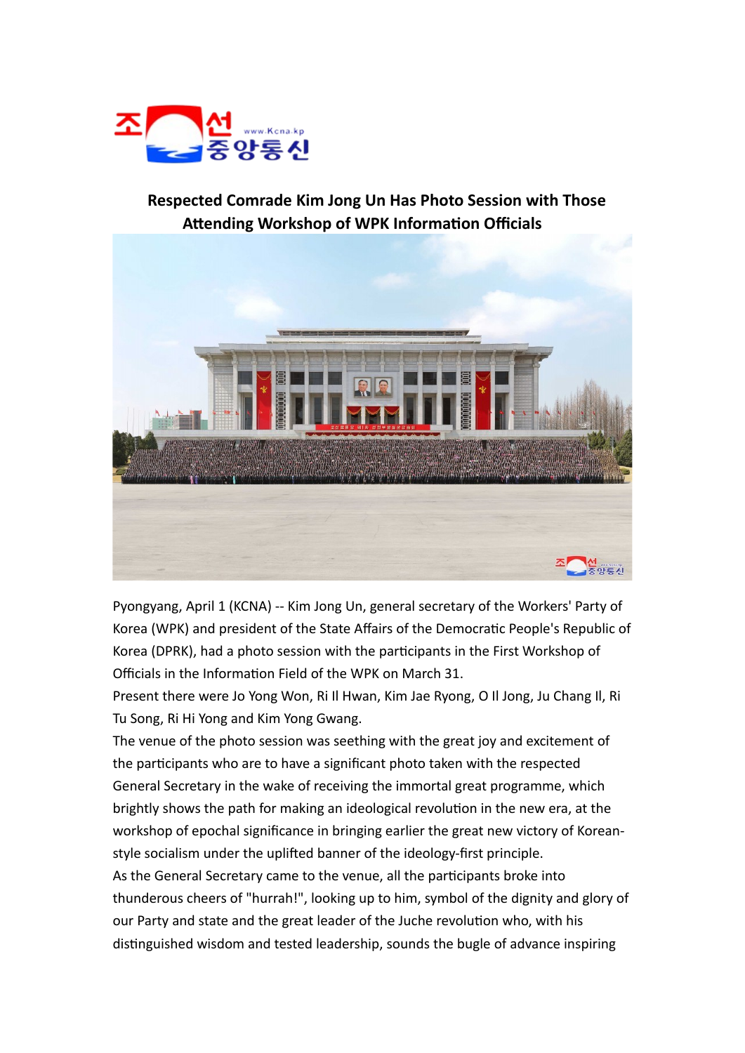# Respected Comrade Kim Jong Un Has Photo Session with Those Attending Workshop of WPK Information Officials

Pyongyang, April 1 (KCNA) -- Kim Jong Un, general secretary of the Workers' Party of Korea (WPK) and president of the State Affairs of the Democratic People's Republic of Korea (DPRK), had a photo session with the participants in the First Workshop of Officials in the Information Field of the WPK on March 31.

Present there were Jo Yong Won, Ri Il Hwan, Kim Jae Ryong, O Il Jong, Ju Chang Il, Ri Tu Song, Ri Hi Yong and Kim Yong Gwang.

The venue of the photo session was seething with the great joy and excitement of the participants who are to have a significant photo taken with the respected General Secretary in the wake of receiving the immortal great programme, which brightly shows the path for making an ideological revolution in the new era, at the workshop of epochal significance in bringing earlier the great new victory of Korean-style socialism under the uplifted banner of the ideology-first principle.

As the General Secretary came to the venue, all the participants broke into thunderous cheers of "hurrah!", looking up to him, symbol of the dignity and glory of our Party and state and the great leader of the Juche revolution who, with his distinguished wisdom and tested leadership, sounds the bugle of advance inspiring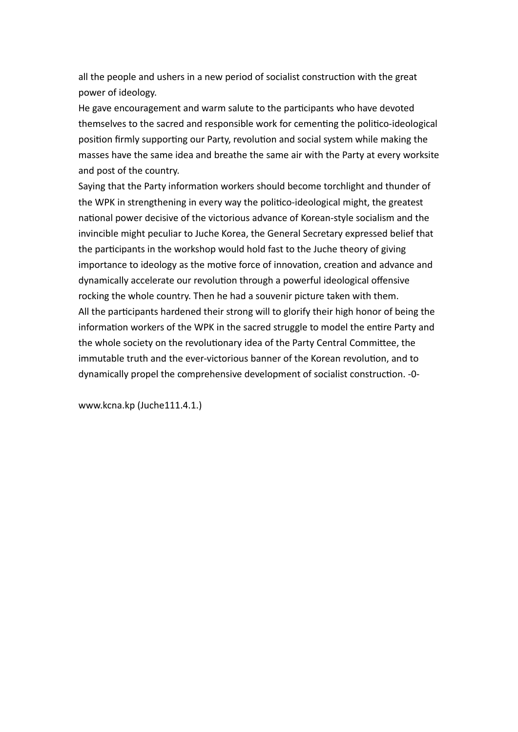all the people and ushers in a new period of socialist construction with the great power of ideology.

He gave encouragement and warm salute to the participants who have devoted themselves to the sacred and responsible work for cementing the politico-ideological position firmly supporting our Party, revolution and social system while making the masses have the same idea and breathe the same air with the Party at every worksite and post of the country.

Saying that the Party information workers should become torchlight and thunder of the WPK in strengthening in every way the politico-ideological might, the greatest national power decisive of the victorious advance of Korean-style socialism and the invincible might peculiar to Juche Korea, the General Secretary expressed belief that the participants in the workshop would hold fast to the Juche theory of giving importance to ideology as the motive force of innovation, creation and advance and dynamically accelerate our revolution through a powerful ideological offensive rocking the whole country. Then he had a souvenir picture taken with them.

All the participants hardened their strong will to glorify their high honor of being the information workers of the WPK in the sacred struggle to model the entire Party and the whole society on the revolutionary idea of the Party Central Committee, the immutable truth and the ever-victorious banner of the Korean revolution, and to dynamically propel the comprehensive development of socialist construction. -0-

www.kcna.kp (Juche111.4.1.)